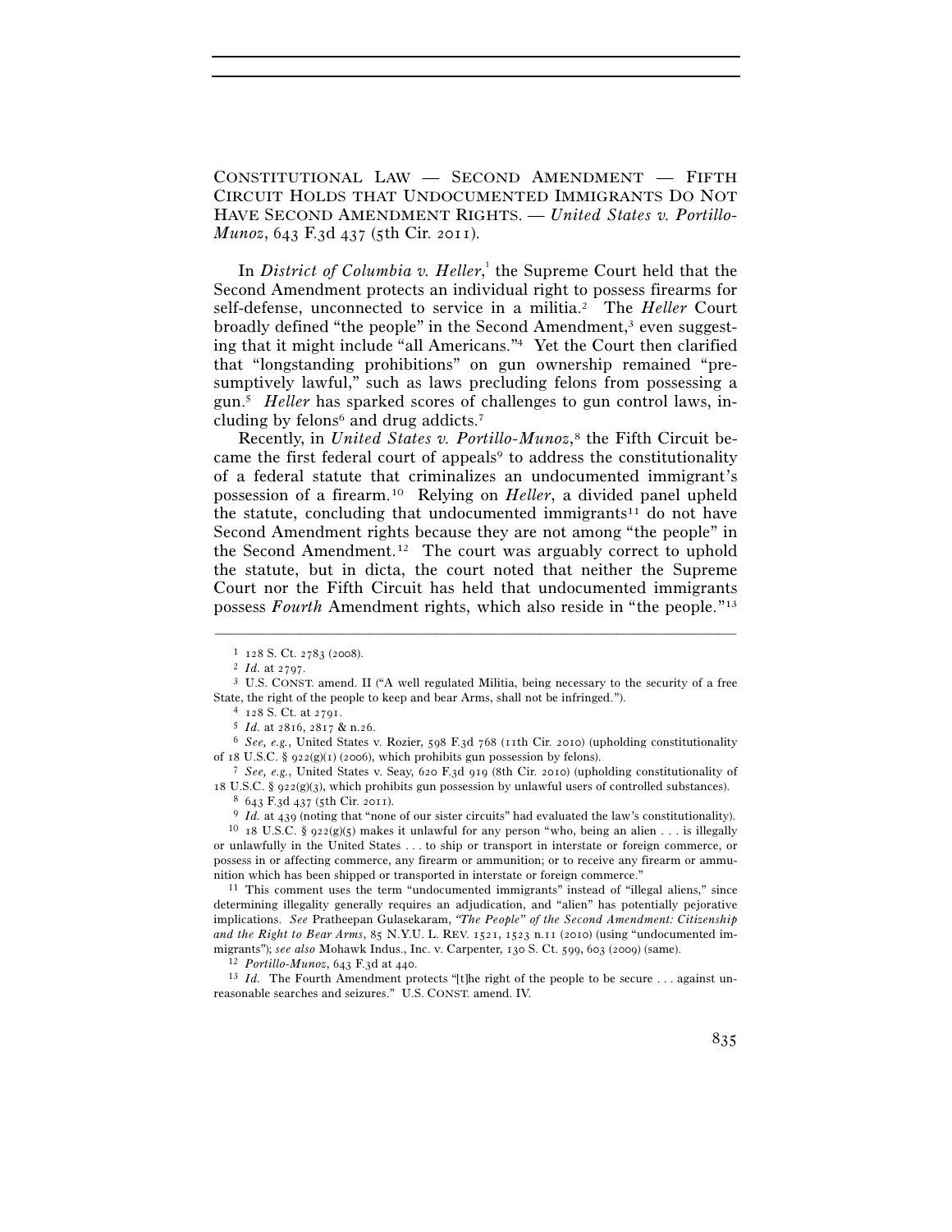CONSTITUTIONAL LAW — SECOND AMENDMENT — FIFTH CIRCUIT HOLDS THAT UNDOCUMENTED IMMIGRANTS DO NOT HAVE SECOND AMENDMENT RIGHTS. — *United States v. Portillo-Munoz*, 643 F.3d 437 (5th Cir. 2011).

In *District of Columbia v. Heller*,[1] the Supreme Court held that the Second Amendment protects an individual right to possess firearms for self-defense, unconnected to service in a militia.[2] The *Heller* Court broadly defined "the people" in the Second Amendment,[3] even suggesting that it might include "all Americans."[4] Yet the Court then clarified that "longstanding prohibitions" on gun ownership remained "presumptively lawful," such as laws precluding felons from possessing a gun.[5] *Heller* has sparked scores of challenges to gun control laws, including by felons[6] and drug addicts.[7]

Recently, in *United States v. Portillo-Munoz*,[8] the Fifth Circuit became the first federal court of appeals[9] to address the constitutionality of a federal statute that criminalizes an undocumented immigrant's possession of a firearm.[10] Relying on *Heller*, a divided panel upheld the statute, concluding that undocumented immigrants[11] do not have Second Amendment rights because they are not among "the people" in the Second Amendment.[12] The court was arguably correct to uphold the statute, but in dicta, the court noted that neither the Supreme Court nor the Fifth Circuit has held that undocumented immigrants possess *Fourth* Amendment rights, which also reside in "the people."[13]

---

[1] 128 S. Ct. 2783 (2008).

[2] *Id.* at 2797.

[3] U.S. CONST. amend. II ("A well regulated Militia, being necessary to the security of a free State, the right of the people to keep and bear Arms, shall not be infringed.").

[4] 128 S. Ct. at 2791.

[5] *Id.* at 2816, 2817 & n.26.

[6] *See, e.g.*, United States v. Rozier, 598 F.3d 768 (11th Cir. 2010) (upholding constitutionality of 18 U.S.C. § 922(g)(1) (2006), which prohibits gun possession by felons).

[7] *See, e.g.*, United States v. Seay, 620 F.3d 919 (8th Cir. 2010) (upholding constitutionality of 18 U.S.C. § 922(g)(3), which prohibits gun possession by unlawful users of controlled substances).

[8] 643 F.3d 437 (5th Cir. 2011).

[9] *Id.* at 439 (noting that "none of our sister circuits" had evaluated the law's constitutionality).

[10] 18 U.S.C. § 922(g)(5) makes it unlawful for any person "who, being an alien . . . is illegally or unlawfully in the United States . . . to ship or transport in interstate or foreign commerce, or possess in or affecting commerce, any firearm or ammunition; or to receive any firearm or ammunition which has been shipped or transported in interstate or foreign commerce."

[11] This comment uses the term "undocumented immigrants" instead of "illegal aliens," since determining illegality generally requires an adjudication, and "alien" has potentially pejorative implications. *See* Pratheepan Gulasekaram, *"The People" of the Second Amendment: Citizenship and the Right to Bear Arms*, 85 N.Y.U. L. REV. 1521, 1523 n.11 (2010) (using "undocumented immigrants"); *see also* Mohawk Indus., Inc. v. Carpenter, 130 S. Ct. 599, 603 (2009) (same).

[12] *Portillo-Munoz*, 643 F.3d at 440.

[13] *Id.* The Fourth Amendment protects "[t]he right of the people to be secure . . . against unreasonable searches and seizures." U.S. CONST. amend. IV.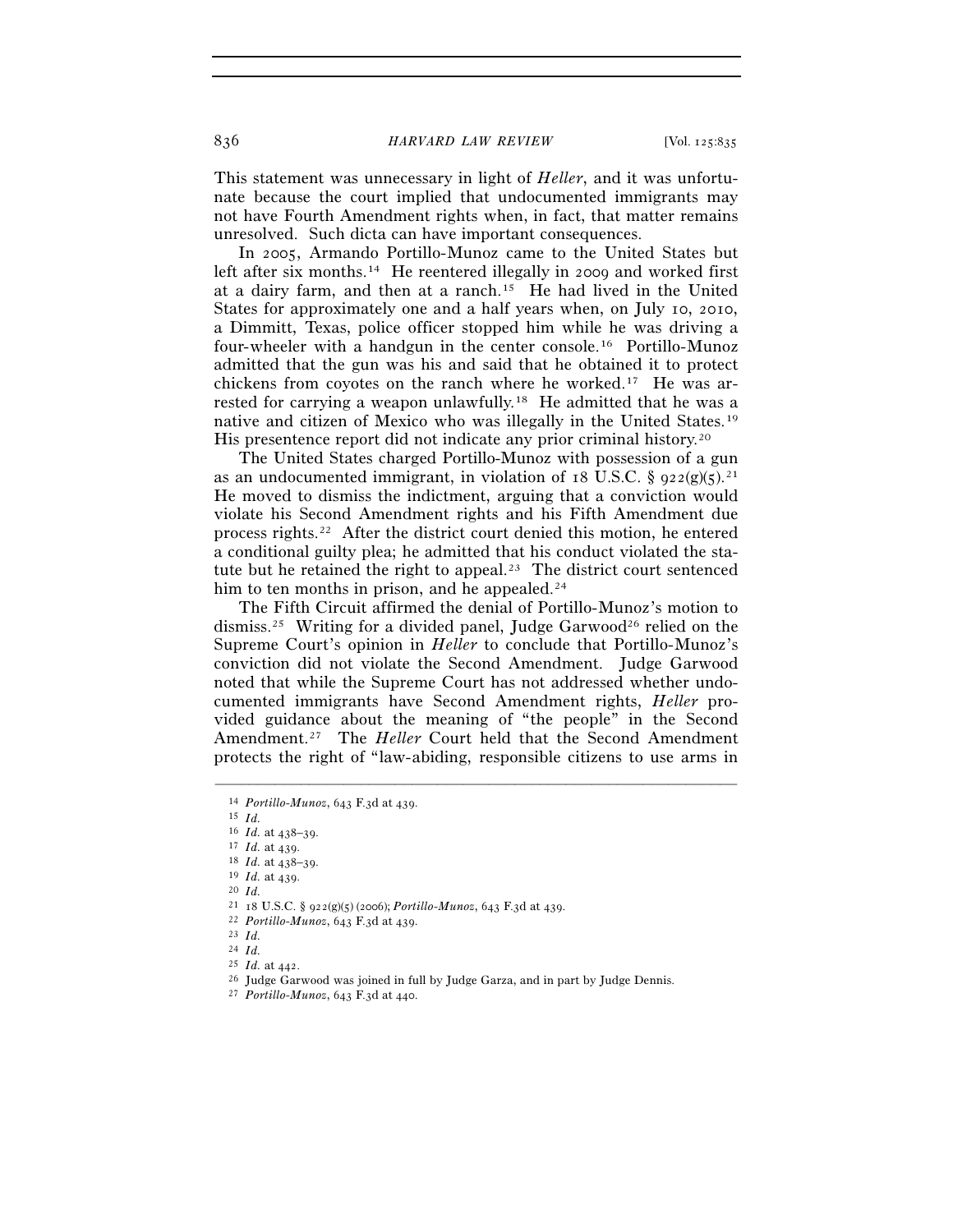This statement was unnecessary in light of *Heller*, and it was unfortunate because the court implied that undocumented immigrants may not have Fourth Amendment rights when, in fact, that matter remains unresolved. Such dicta can have important consequences.

In 2005, Armando Portillo-Munoz came to the United States but left after six months.[14] He reentered illegally in 2009 and worked first at a dairy farm, and then at a ranch.[15] He had lived in the United States for approximately one and a half years when, on July 10, 2010, a Dimmitt, Texas, police officer stopped him while he was driving a four-wheeler with a handgun in the center console.[16] Portillo-Munoz admitted that the gun was his and said that he obtained it to protect chickens from coyotes on the ranch where he worked.[17] He was arrested for carrying a weapon unlawfully.[18] He admitted that he was a native and citizen of Mexico who was illegally in the United States.[19] His presentence report did not indicate any prior criminal history.[20]

The United States charged Portillo-Munoz with possession of a gun as an undocumented immigrant, in violation of 18 U.S.C. § 922(g)(5).[21] He moved to dismiss the indictment, arguing that a conviction would violate his Second Amendment rights and his Fifth Amendment due process rights.[22] After the district court denied this motion, he entered a conditional guilty plea; he admitted that his conduct violated the statute but he retained the right to appeal.[23] The district court sentenced him to ten months in prison, and he appealed.[24]

The Fifth Circuit affirmed the denial of Portillo-Munoz's motion to dismiss.[25] Writing for a divided panel, Judge Garwood[26] relied on the Supreme Court's opinion in *Heller* to conclude that Portillo-Munoz's conviction did not violate the Second Amendment. Judge Garwood noted that while the Supreme Court has not addressed whether undocumented immigrants have Second Amendment rights, *Heller* provided guidance about the meaning of "the people" in the Second Amendment.[27] The *Heller* Court held that the Second Amendment protects the right of "law-abiding, responsible citizens to use arms in

---

[14] *Portillo-Munoz*, 643 F.3d at 439.

[15] *Id.*

[16] *Id.* at 438–39.

[17] *Id.* at 439.

[18] *Id.* at 438–39.

[19] *Id.* at 439.

[20] *Id.*

[21] 18 U.S.C. § 922(g)(5) (2006); *Portillo-Munoz*, 643 F.3d at 439.

[22] *Portillo-Munoz*, 643 F.3d at 439.

[23] *Id.*

[24] *Id.*

[25] *Id.* at 442.

[26] Judge Garwood was joined in full by Judge Garza, and in part by Judge Dennis.

[27] *Portillo-Munoz*, 643 F.3d at 440.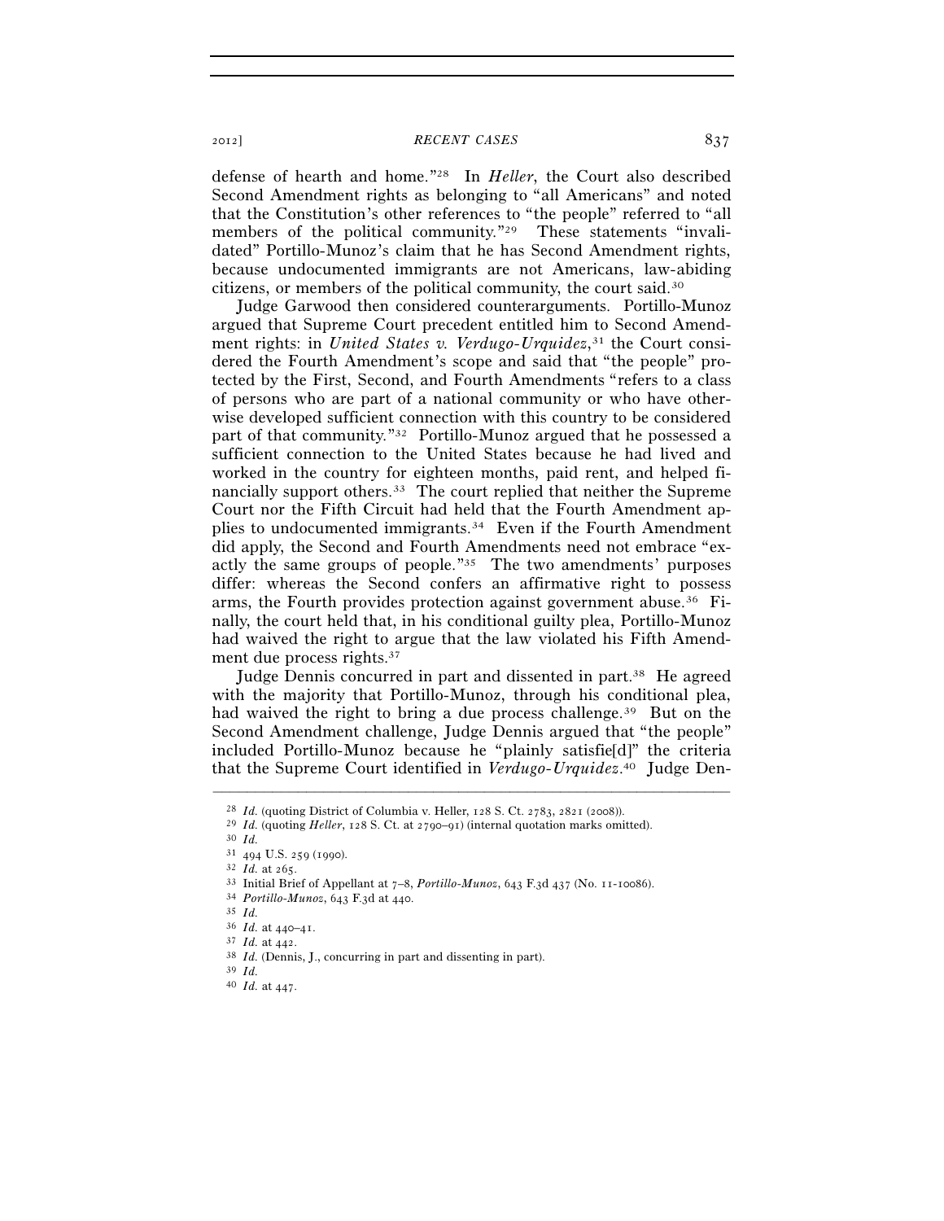defense of hearth and home."[28] In *Heller*, the Court also described Second Amendment rights as belonging to "all Americans" and noted that the Constitution's other references to "the people" referred to "all members of the political community."[29] These statements "invalidated" Portillo-Munoz's claim that he has Second Amendment rights, because undocumented immigrants are not Americans, law-abiding citizens, or members of the political community, the court said.[30]

Judge Garwood then considered counterarguments. Portillo-Munoz argued that Supreme Court precedent entitled him to Second Amendment rights: in *United States v. Verdugo-Urquidez*,[31] the Court considered the Fourth Amendment's scope and said that "the people" protected by the First, Second, and Fourth Amendments "refers to a class of persons who are part of a national community or who have otherwise developed sufficient connection with this country to be considered part of that community."[32] Portillo-Munoz argued that he possessed a sufficient connection to the United States because he had lived and worked in the country for eighteen months, paid rent, and helped financially support others.[33] The court replied that neither the Supreme Court nor the Fifth Circuit had held that the Fourth Amendment applies to undocumented immigrants.[34] Even if the Fourth Amendment did apply, the Second and Fourth Amendments need not embrace "exactly the same groups of people."[35] The two amendments' purposes differ: whereas the Second confers an affirmative right to possess arms, the Fourth provides protection against government abuse.[36] Finally, the court held that, in his conditional guilty plea, Portillo-Munoz had waived the right to argue that the law violated his Fifth Amendment due process rights.[37]

Judge Dennis concurred in part and dissented in part.[38] He agreed with the majority that Portillo-Munoz, through his conditional plea, had waived the right to bring a due process challenge.[39] But on the Second Amendment challenge, Judge Dennis argued that "the people" included Portillo-Munoz because he "plainly satisfie[d]" the criteria that the Supreme Court identified in *Verdugo-Urquidez*.[40] Judge Den-

---

[28] *Id.* (quoting District of Columbia v. Heller, 128 S. Ct. 2783, 2821 (2008)).

[29] *Id.* (quoting *Heller*, 128 S. Ct. at 2790–91) (internal quotation marks omitted).

[30] *Id.*

[31] 494 U.S. 259 (1990).

[32] *Id.* at 265.

[33] Initial Brief of Appellant at 7–8, *Portillo-Munoz*, 643 F.3d 437 (No. 11-10086).

[34] *Portillo-Munoz*, 643 F.3d at 440.

[35] *Id.*

[36] *Id.* at 440–41.

[37] *Id.* at 442.

[38] *Id.* (Dennis, J., concurring in part and dissenting in part).

[39] *Id.*

[40] *Id.* at 447.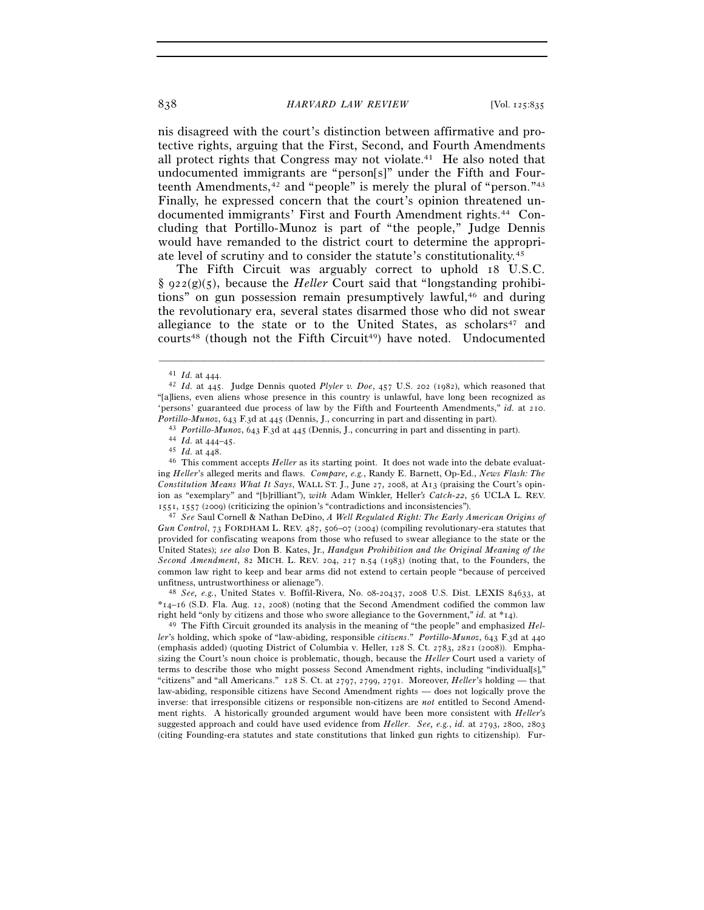nis disagreed with the court's distinction between affirmative and protective rights, arguing that the First, Second, and Fourth Amendments all protect rights that Congress may not violate.[41] He also noted that undocumented immigrants are "person[s]" under the Fifth and Fourteenth Amendments,[42] and "people" is merely the plural of "person."[43] Finally, he expressed concern that the court's opinion threatened undocumented immigrants' First and Fourth Amendment rights.[44] Concluding that Portillo-Munoz is part of "the people," Judge Dennis would have remanded to the district court to determine the appropriate level of scrutiny and to consider the statute's constitutionality.[45]

The Fifth Circuit was arguably correct to uphold 18 U.S.C. § 922(g)(5), because the *Heller* Court said that "longstanding prohibitions" on gun possession remain presumptively lawful,[46] and during the revolutionary era, several states disarmed those who did not swear allegiance to the state or to the United States, as scholars[47] and courts[48] (though not the Fifth Circuit[49]) have noted. Undocumented

---

[41] *Id.* at 444.

[42] *Id.* at 445. Judge Dennis quoted *Plyler v. Doe*, 457 U.S. 202 (1982), which reasoned that "[a]liens, even aliens whose presence in this country is unlawful, have long been recognized as 'persons' guaranteed due process of law by the Fifth and Fourteenth Amendments," *id.* at 210. *Portillo-Munoz*, 643 F.3d at 445 (Dennis, J., concurring in part and dissenting in part).

[43] *Portillo-Munoz*, 643 F.3d at 445 (Dennis, J., concurring in part and dissenting in part).

[44] *Id.* at 444–45.

[45] *Id.* at 448.

[46] This comment accepts *Heller* as its starting point. It does not wade into the debate evaluating *Heller*'s alleged merits and flaws. *Compare, e.g.*, Randy E. Barnett, Op-Ed., *News Flash: The Constitution Means What It Says*, WALL ST. J., June 27, 2008, at A13 (praising the Court's opinion as "exemplary" and "[b]rilliant"), *with* Adam Winkler, Heller*'s Catch-22*, 56 UCLA L. REV. 1551, 1557 (2009) (criticizing the opinion's "contradictions and inconsistencies").

[47] *See* Saul Cornell & Nathan DeDino, *A Well Regulated Right: The Early American Origins of Gun Control*, 73 FORDHAM L. REV. 487, 506–07 (2004) (compiling revolutionary-era statutes that provided for confiscating weapons from those who refused to swear allegiance to the state or the United States); *see also* Don B. Kates, Jr., *Handgun Prohibition and the Original Meaning of the Second Amendment*, 82 MICH. L. REV. 204, 217 n.54 (1983) (noting that, to the Founders, the common law right to keep and bear arms did not extend to certain people "because of perceived unfitness, untrustworthiness or alienage").

[48] *See, e.g.*, United States v. Boffil-Rivera, No. 08-20437, 2008 U.S. Dist. LEXIS 84633, at *14–16 (S.D. Fla. Aug. 12, 2008) (noting that the Second Amendment codified the common law right held "only by citizens and those who swore allegiance to the Government," *id.* at *14).

[49] The Fifth Circuit grounded its analysis in the meaning of "the people" and emphasized *Heller*'s holding, which spoke of "law-abiding, responsible *citizens*." *Portillo-Munoz*, 643 F.3d at 440 (emphasis added) (quoting District of Columbia v. Heller, 128 S. Ct. 2783, 2821 (2008)). Emphasizing the Court's noun choice is problematic, though, because the *Heller* Court used a variety of terms to describe those who might possess Second Amendment rights, including "individual[s]," "citizens" and "all Americans." 128 S. Ct. at 2797, 2799, 2791. Moreover, *Heller*'s holding — that law-abiding, responsible citizens have Second Amendment rights — does not logically prove the inverse: that irresponsible citizens or responsible non-citizens are *not* entitled to Second Amendment rights. A historically grounded argument would have been more consistent with *Heller*'s suggested approach and could have used evidence from *Heller*. *See, e.g.*, *id.* at 2793, 2800, 2803 (citing Founding-era statutes and state constitutions that linked gun rights to citizenship). Fur-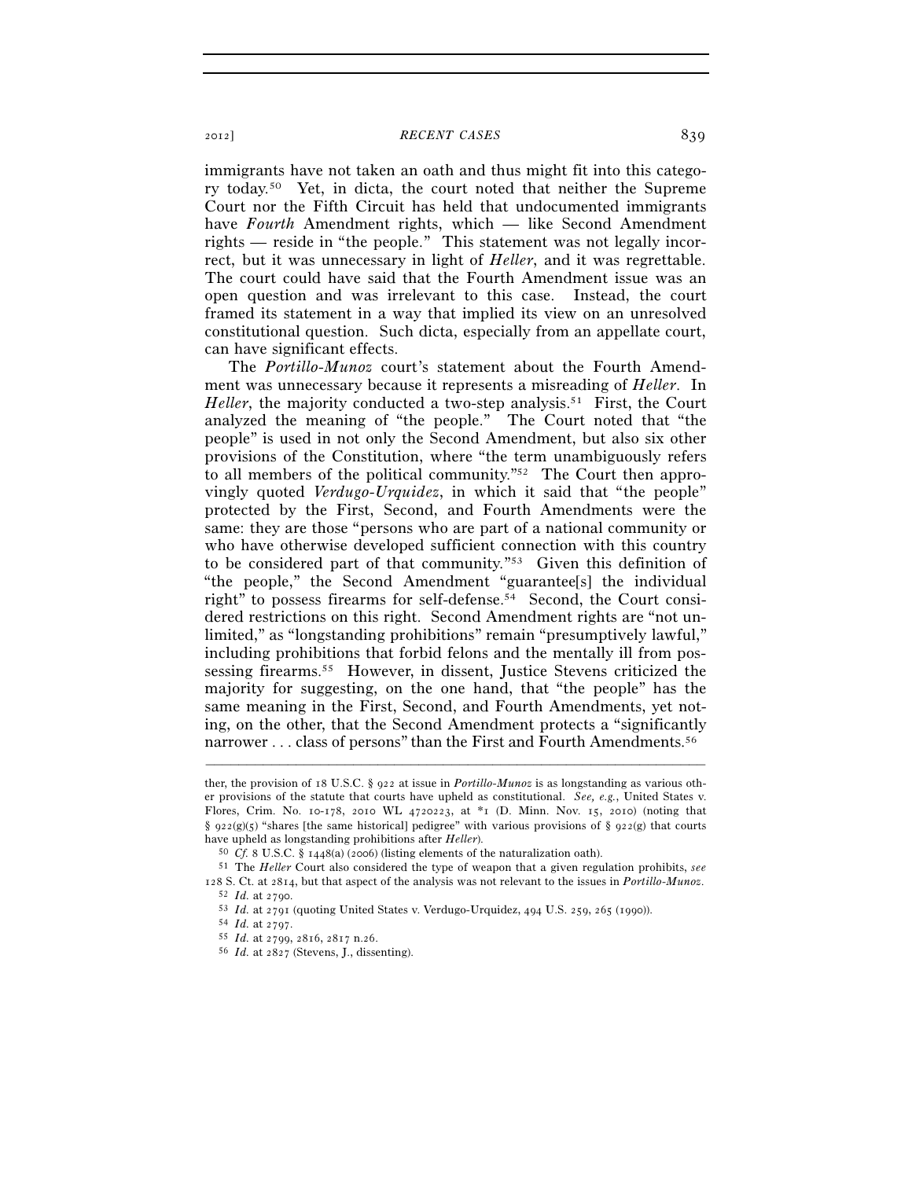immigrants have not taken an oath and thus might fit into this category today.[50] Yet, in dicta, the court noted that neither the Supreme Court nor the Fifth Circuit has held that undocumented immigrants have *Fourth* Amendment rights, which — like Second Amendment rights — reside in "the people." This statement was not legally incorrect, but it was unnecessary in light of *Heller*, and it was regrettable. The court could have said that the Fourth Amendment issue was an open question and was irrelevant to this case. Instead, the court framed its statement in a way that implied its view on an unresolved constitutional question. Such dicta, especially from an appellate court, can have significant effects.

The *Portillo-Munoz* court's statement about the Fourth Amendment was unnecessary because it represents a misreading of *Heller*. In *Heller*, the majority conducted a two-step analysis.[51] First, the Court analyzed the meaning of "the people." The Court noted that "the people" is used in not only the Second Amendment, but also six other provisions of the Constitution, where "the term unambiguously refers to all members of the political community."[52] The Court then approvingly quoted *Verdugo-Urquidez*, in which it said that "the people" protected by the First, Second, and Fourth Amendments were the same: they are those "persons who are part of a national community or who have otherwise developed sufficient connection with this country to be considered part of that community."[53] Given this definition of "the people," the Second Amendment "guarantee[s] the individual right" to possess firearms for self-defense.[54] Second, the Court considered restrictions on this right. Second Amendment rights are "not unlimited," as "longstanding prohibitions" remain "presumptively lawful," including prohibitions that forbid felons and the mentally ill from possessing firearms.[55] However, in dissent, Justice Stevens criticized the majority for suggesting, on the one hand, that "the people" has the same meaning in the First, Second, and Fourth Amendments, yet noting, on the other, that the Second Amendment protects a "significantly narrower . . . class of persons" than the First and Fourth Amendments.[56]

---

ther, the provision of 18 U.S.C. § 922 at issue in *Portillo-Munoz* is as longstanding as various other provisions of the statute that courts have upheld as constitutional. *See, e.g.*, United States v. Flores, Crim. No. 10-178, 2010 WL 4720223, at *1 (D. Minn. Nov. 15, 2010) (noting that § 922(g)(5) "shares [the same historical] pedigree" with various provisions of § 922(g) that courts have upheld as longstanding prohibitions after *Heller*).

[50] *Cf.* 8 U.S.C. § 1448(a) (2006) (listing elements of the naturalization oath).

[51] The *Heller* Court also considered the type of weapon that a given regulation prohibits, *see* 128 S. Ct. at 2814, but that aspect of the analysis was not relevant to the issues in *Portillo-Munoz*.

[52] *Id.* at 2790.

[53] *Id.* at 2791 (quoting United States v. Verdugo-Urquidez, 494 U.S. 259, 265 (1990)).

[54] *Id.* at 2797.

[55] *Id.* at 2799, 2816, 2817 n.26.

[56] *Id.* at 2827 (Stevens, J., dissenting).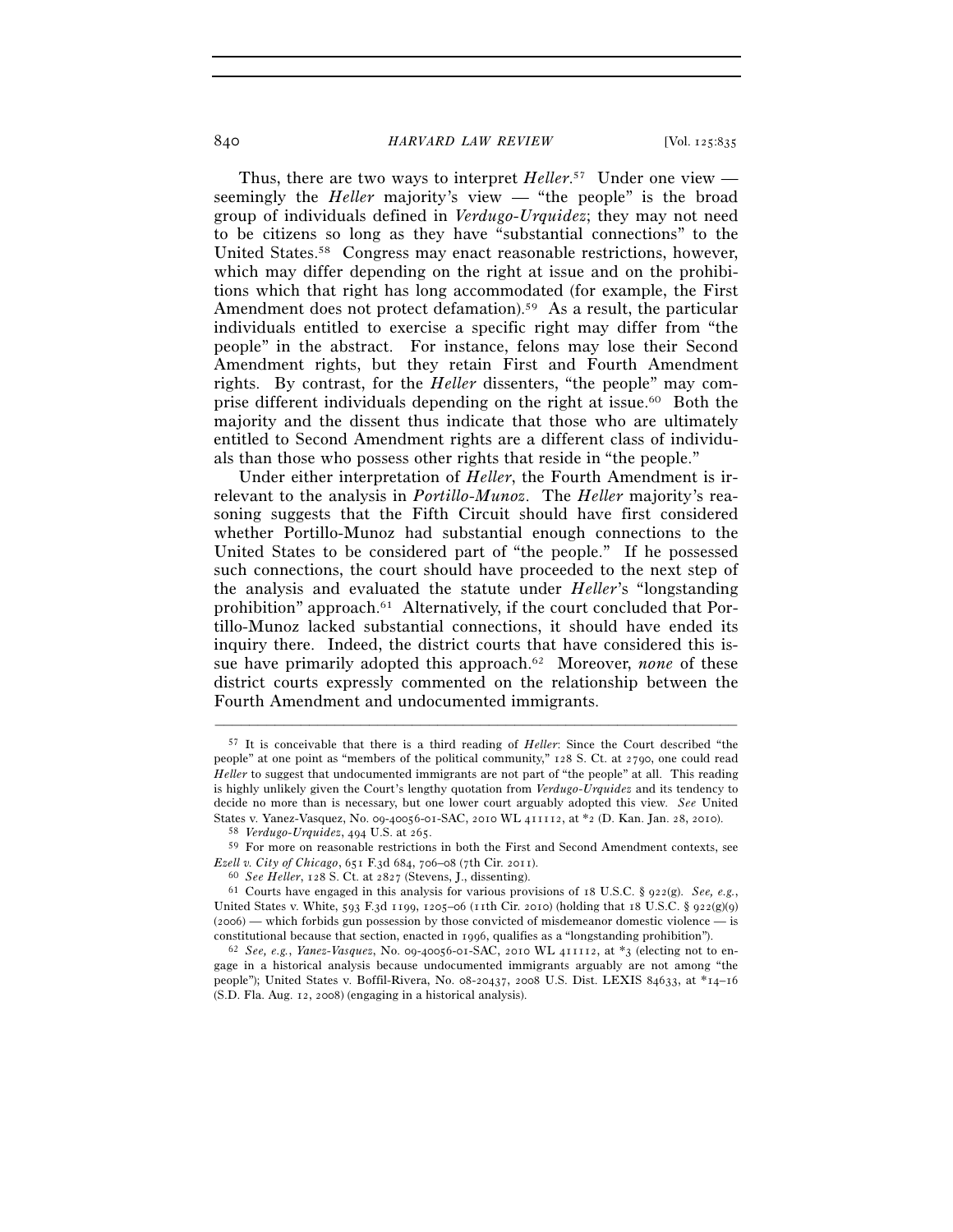Thus, there are two ways to interpret *Heller*.[57] Under one view — seemingly the *Heller* majority's view — "the people" is the broad group of individuals defined in *Verdugo-Urquidez*; they may not need to be citizens so long as they have "substantial connections" to the United States.[58] Congress may enact reasonable restrictions, however, which may differ depending on the right at issue and on the prohibitions which that right has long accommodated (for example, the First Amendment does not protect defamation).[59] As a result, the particular individuals entitled to exercise a specific right may differ from "the people" in the abstract. For instance, felons may lose their Second Amendment rights, but they retain First and Fourth Amendment rights. By contrast, for the *Heller* dissenters, "the people" may comprise different individuals depending on the right at issue.[60] Both the majority and the dissent thus indicate that those who are ultimately entitled to Second Amendment rights are a different class of individuals than those who possess other rights that reside in "the people."

Under either interpretation of *Heller*, the Fourth Amendment is irrelevant to the analysis in *Portillo-Munoz*. The *Heller* majority's reasoning suggests that the Fifth Circuit should have first considered whether Portillo-Munoz had substantial enough connections to the United States to be considered part of "the people." If he possessed such connections, the court should have proceeded to the next step of the analysis and evaluated the statute under *Heller*'s "longstanding prohibition" approach.[61] Alternatively, if the court concluded that Portillo-Munoz lacked substantial connections, it should have ended its inquiry there. Indeed, the district courts that have considered this issue have primarily adopted this approach.[62] Moreover, *none* of these district courts expressly commented on the relationship between the Fourth Amendment and undocumented immigrants.

---

[57] It is conceivable that there is a third reading of *Heller*: Since the Court described "the people" at one point as "members of the political community," 128 S. Ct. at 2790, one could read *Heller* to suggest that undocumented immigrants are not part of "the people" at all. This reading is highly unlikely given the Court's lengthy quotation from *Verdugo-Urquidez* and its tendency to decide no more than is necessary, but one lower court arguably adopted this view. *See* United States v. Yanez-Vasquez, No. 09-40056-01-SAC, 2010 WL 411112, at \*2 (D. Kan. Jan. 28, 2010).

[58] *Verdugo-Urquidez*, 494 U.S. at 265.

[59] For more on reasonable restrictions in both the First and Second Amendment contexts, see *Ezell v. City of Chicago*, 651 F.3d 684, 706–08 (7th Cir. 2011).

[60] *See Heller*, 128 S. Ct. at 2827 (Stevens, J., dissenting).

[61] Courts have engaged in this analysis for various provisions of 18 U.S.C. § 922(g). *See, e.g.*, United States v. White, 593 F.3d 1199, 1205–06 (11th Cir. 2010) (holding that 18 U.S.C. § 922(g)(9) (2006) — which forbids gun possession by those convicted of misdemeanor domestic violence — is constitutional because that section, enacted in 1996, qualifies as a "longstanding prohibition").

[62] *See, e.g.*, *Yanez-Vasquez*, No. 09-40056-01-SAC, 2010 WL 411112, at \*3 (electing not to engage in a historical analysis because undocumented immigrants arguably are not among "the people"); United States v. Boffil-Rivera, No. 08-20437, 2008 U.S. Dist. LEXIS 84633, at \*14–16 (S.D. Fla. Aug. 12, 2008) (engaging in a historical analysis).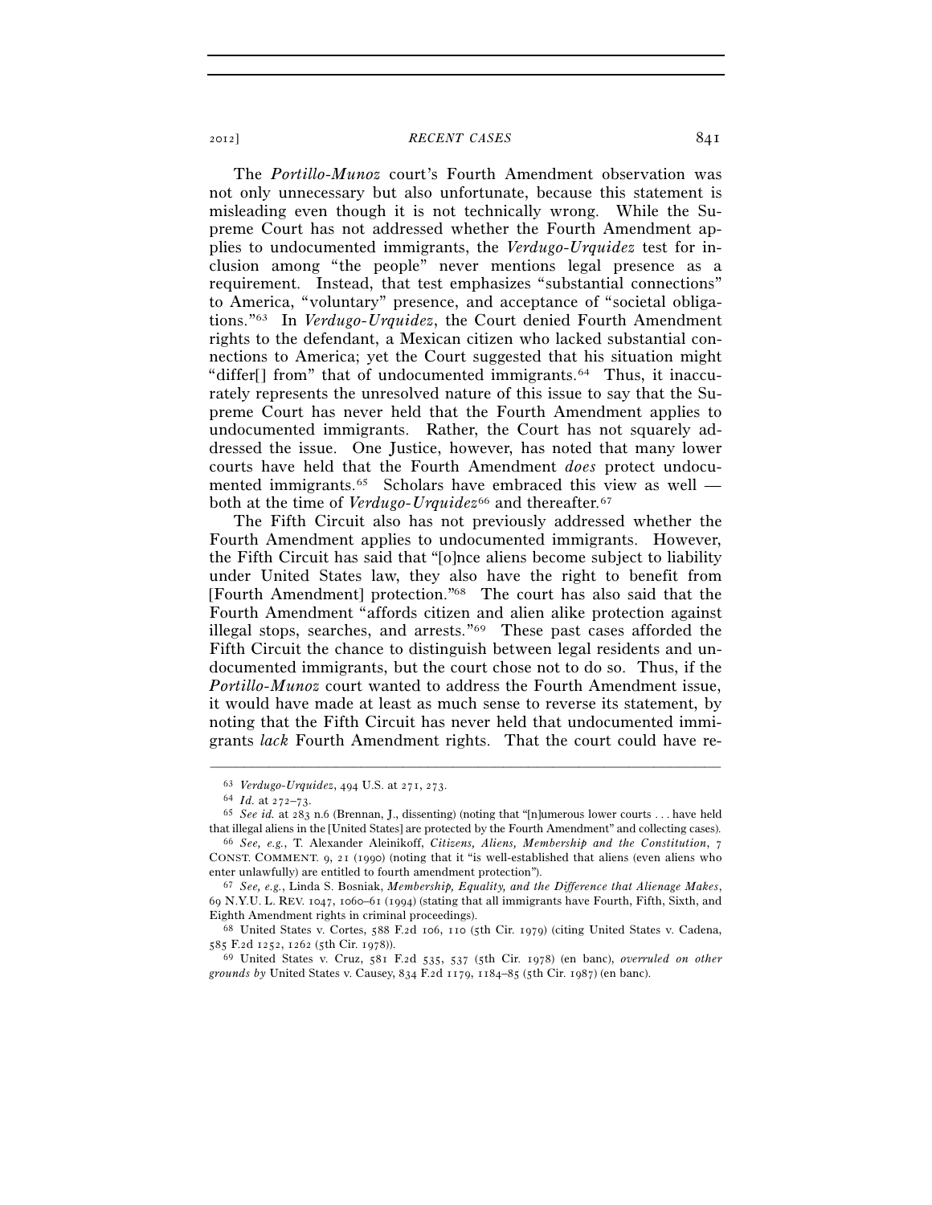The *Portillo-Munoz* court's Fourth Amendment observation was not only unnecessary but also unfortunate, because this statement is misleading even though it is not technically wrong. While the Supreme Court has not addressed whether the Fourth Amendment applies to undocumented immigrants, the *Verdugo-Urquidez* test for inclusion among "the people" never mentions legal presence as a requirement. Instead, that test emphasizes "substantial connections" to America, "voluntary" presence, and acceptance of "societal obligations."[63] In *Verdugo-Urquidez*, the Court denied Fourth Amendment rights to the defendant, a Mexican citizen who lacked substantial connections to America; yet the Court suggested that his situation might "differ[] from" that of undocumented immigrants.[64] Thus, it inaccurately represents the unresolved nature of this issue to say that the Supreme Court has never held that the Fourth Amendment applies to undocumented immigrants. Rather, the Court has not squarely addressed the issue. One Justice, however, has noted that many lower courts have held that the Fourth Amendment *does* protect undocumented immigrants.[65] Scholars have embraced this view as well — both at the time of *Verdugo-Urquidez*[66] and thereafter.[67]

The Fifth Circuit also has not previously addressed whether the Fourth Amendment applies to undocumented immigrants. However, the Fifth Circuit has said that "[o]nce aliens become subject to liability under United States law, they also have the right to benefit from [Fourth Amendment] protection."[68] The court has also said that the Fourth Amendment "affords citizen and alien alike protection against illegal stops, searches, and arrests."[69] These past cases afforded the Fifth Circuit the chance to distinguish between legal residents and undocumented immigrants, but the court chose not to do so. Thus, if the *Portillo-Munoz* court wanted to address the Fourth Amendment issue, it would have made at least as much sense to reverse its statement, by noting that the Fifth Circuit has never held that undocumented immigrants *lack* Fourth Amendment rights. That the court could have re-

---

[63] *Verdugo-Urquidez*, 494 U.S. at 271, 273.

[64] *Id.* at 272–73.

[65] *See id.* at 283 n.6 (Brennan, J., dissenting) (noting that "[n]umerous lower courts . . . have held that illegal aliens in the [United States] are protected by the Fourth Amendment" and collecting cases).

[66] *See, e.g.*, T. Alexander Aleinikoff, *Citizens, Aliens, Membership and the Constitution*, 7 CONST. COMMENT. 9, 21 (1990) (noting that it "is well-established that aliens (even aliens who enter unlawfully) are entitled to fourth amendment protection").

[67] *See, e.g.*, Linda S. Bosniak, *Membership, Equality, and the Difference that Alienage Makes*, 69 N.Y.U. L. REV. 1047, 1060–61 (1994) (stating that all immigrants have Fourth, Fifth, Sixth, and Eighth Amendment rights in criminal proceedings).

[68] United States v. Cortes, 588 F.2d 106, 110 (5th Cir. 1979) (citing United States v. Cadena, 585 F.2d 1252, 1262 (5th Cir. 1978)).

[69] United States v. Cruz, 581 F.2d 535, 537 (5th Cir. 1978) (en banc), *overruled on other grounds by* United States v. Causey, 834 F.2d 1179, 1184–85 (5th Cir. 1987) (en banc).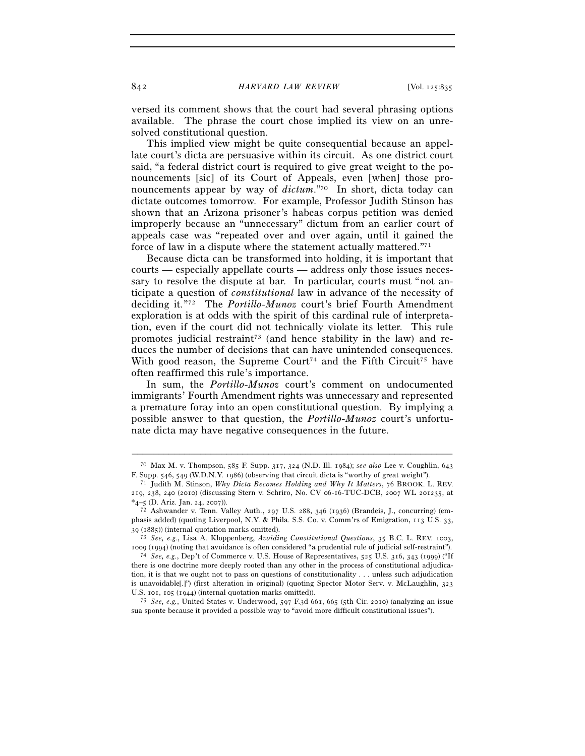versed its comment shows that the court had several phrasing options available. The phrase the court chose implied its view on an unresolved constitutional question.

This implied view might be quite consequential because an appellate court's dicta are persuasive within its circuit. As one district court said, "a federal district court is required to give great weight to the ponouncements [sic] of its Court of Appeals, even [when] those pronouncements appear by way of *dictum*."[70] In short, dicta today can dictate outcomes tomorrow. For example, Professor Judith Stinson has shown that an Arizona prisoner's habeas corpus petition was denied improperly because an "unnecessary" dictum from an earlier court of appeals case was "repeated over and over again, until it gained the force of law in a dispute where the statement actually mattered."[71]

Because dicta can be transformed into holding, it is important that courts — especially appellate courts — address only those issues necessary to resolve the dispute at bar. In particular, courts must "not anticipate a question of *constitutional* law in advance of the necessity of deciding it."[72] The *Portillo-Munoz* court's brief Fourth Amendment exploration is at odds with the spirit of this cardinal rule of interpretation, even if the court did not technically violate its letter. This rule promotes judicial restraint[73] (and hence stability in the law) and reduces the number of decisions that can have unintended consequences. With good reason, the Supreme Court[74] and the Fifth Circuit[75] have often reaffirmed this rule's importance.

In sum, the *Portillo-Munoz* court's comment on undocumented immigrants' Fourth Amendment rights was unnecessary and represented a premature foray into an open constitutional question. By implying a possible answer to that question, the *Portillo-Munoz* court's unfortunate dicta may have negative consequences in the future.

---

[70] Max M. v. Thompson, 585 F. Supp. 317, 324 (N.D. Ill. 1984); *see also* Lee v. Coughlin, 643 F. Supp. 546, 549 (W.D.N.Y. 1986) (observing that circuit dicta is "worthy of great weight").

[71] Judith M. Stinson, *Why Dicta Becomes Holding and Why It Matters*, 76 BROOK. L. REV. 219, 238, 240 (2010) (discussing Stern v. Schriro, No. CV 06-16-TUC-DCB, 2007 WL 201235, at \*4–5 (D. Ariz. Jan. 24, 2007)).

[72] Ashwander v. Tenn. Valley Auth., 297 U.S. 288, 346 (1936) (Brandeis, J., concurring) (emphasis added) (quoting Liverpool, N.Y. & Phila. S.S. Co. v. Comm'rs of Emigration, 113 U.S. 33, 39 (1885)) (internal quotation marks omitted).

[73] *See, e.g.*, Lisa A. Kloppenberg, *Avoiding Constitutional Questions*, 35 B.C. L. REV. 1003, 1009 (1994) (noting that avoidance is often considered "a prudential rule of judicial self-restraint").

[74] *See, e.g.*, Dep't of Commerce v. U.S. House of Representatives, 525 U.S. 316, 343 (1999) ("If there is one doctrine more deeply rooted than any other in the process of constitutional adjudication, it is that we ought not to pass on questions of constitutionality . . . unless such adjudication is unavoidable[.]") (first alteration in original) (quoting Spector Motor Serv. v. McLaughlin, 323 U.S. 101, 105 (1944) (internal quotation marks omitted)).

[75] *See, e.g.*, United States v. Underwood, 597 F.3d 661, 665 (5th Cir. 2010) (analyzing an issue sua sponte because it provided a possible way to "avoid more difficult constitutional issues").